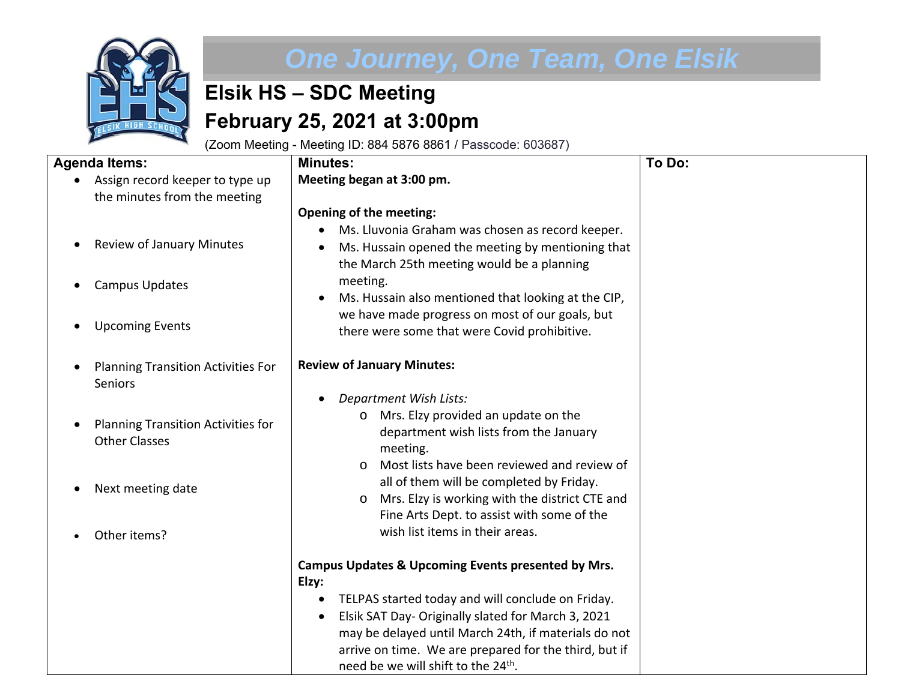# One Journey, One Team, One Elsik

## Elsik HS – SDC Meeting

## February 25, 2021 at 3:00pm

(Zoom Meeting - Meeting ID: 884 5876 8861 / Passcode: 603687)

| Agenda Items: | Minutes: | To Do: |
|---|---|---|
| • Assign record keeper to type up the minutes from the meeting<br><br>• Review of January Minutes<br><br>• Campus Updates<br><br>• Upcoming Events<br><br>• Planning Transition Activities For Seniors<br><br>• Planning Transition Activities for Other Classes<br><br>• Next meeting date<br><br>• Other items? | **Meeting began at 3:00 pm.**<br><br>**Opening of the meeting:**<br>• Ms. Lluvonia Graham was chosen as record keeper.<br>• Ms. Hussain opened the meeting by mentioning that the March 25th meeting would be a planning meeting.<br>• Ms. Hussain also mentioned that looking at the CIP, we have made progress on most of our goals, but there were some that were Covid prohibitive.<br><br>**Review of January Minutes:**<br>• *Department Wish Lists:*<br>  o Mrs. Elzy provided an update on the department wish lists from the January meeting.<br>  o Most lists have been reviewed and review of all of them will be completed by Friday.<br>  o Mrs. Elzy is working with the district CTE and Fine Arts Dept. to assist with some of the wish list items in their areas.<br><br>**Campus Updates & Upcoming Events presented by Mrs. Elzy:**<br>• TELPAS started today and will conclude on Friday.<br>• Elsik SAT Day- Originally slated for March 3, 2021 may be delayed until March 24th, if materials do not arrive on time. We are prepared for the third, but if need be we will shift to the 24th. | |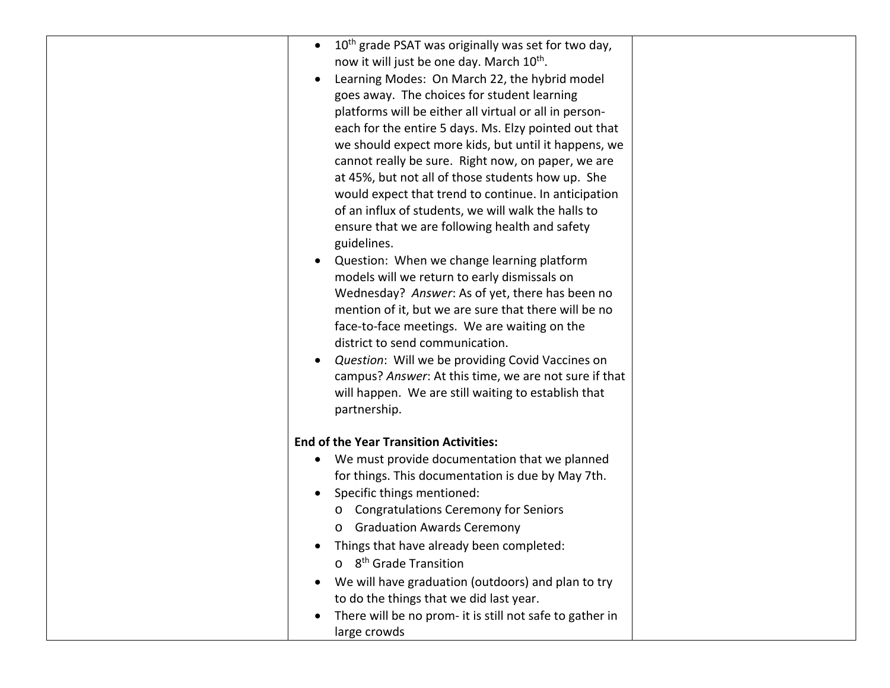| | | |
|---|---|---|
| | • 10th grade PSAT was originally was set for two day, now it will just be one day. March 10th.<br>• Learning Modes: On March 22, the hybrid model goes away. The choices for student learning platforms will be either all virtual or all in person- each for the entire 5 days. Ms. Elzy pointed out that we should expect more kids, but until it happens, we cannot really be sure. Right now, on paper, we are at 45%, but not all of those students how up. She would expect that trend to continue. In anticipation of an influx of students, we will walk the halls to ensure that we are following health and safety guidelines.<br>• Question: When we change learning platform models will we return to early dismissals on Wednesday? *Answer*: As of yet, there has been no mention of it, but we are sure that there will be no face-to-face meetings. We are waiting on the district to send communication.<br>• *Question*: Will we be providing Covid Vaccines on campus? *Answer*: At this time, we are not sure if that will happen. We are still waiting to establish that partnership.<br><br>**End of the Year Transition Activities:**<br>• We must provide documentation that we planned for things. This documentation is due by May 7th.<br>• Specific things mentioned:<br>&nbsp;&nbsp;o Congratulations Ceremony for Seniors<br>&nbsp;&nbsp;o Graduation Awards Ceremony<br>• Things that have already been completed:<br>&nbsp;&nbsp;o 8th Grade Transition<br>• We will have graduation (outdoors) and plan to try to do the things that we did last year.<br>• There will be no prom- it is still not safe to gather in large crowds | |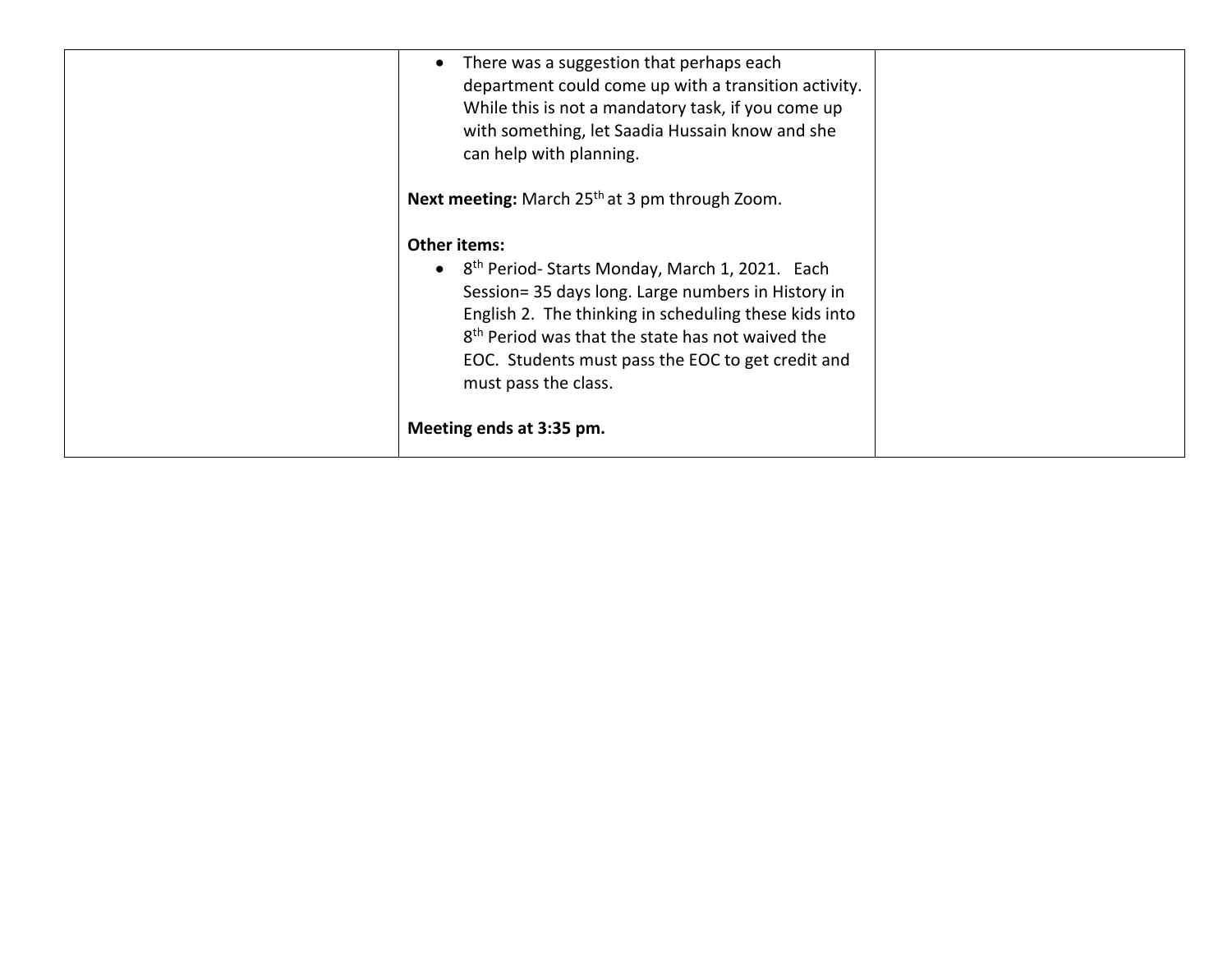| | | |
|---|---|---|
| | • There was a suggestion that perhaps each department could come up with a transition activity. While this is not a mandatory task, if you come up with something, let Saadia Hussain know and she can help with planning.<br><br>**Next meeting:** March 25th at 3 pm through Zoom.<br><br>**Other items:**<br>• 8th Period- Starts Monday, March 1, 2021. Each Session= 35 days long. Large numbers in History in English 2. The thinking in scheduling these kids into 8th Period was that the state has not waived the EOC. Students must pass the EOC to get credit and must pass the class.<br><br>**Meeting ends at 3:35 pm.** | |